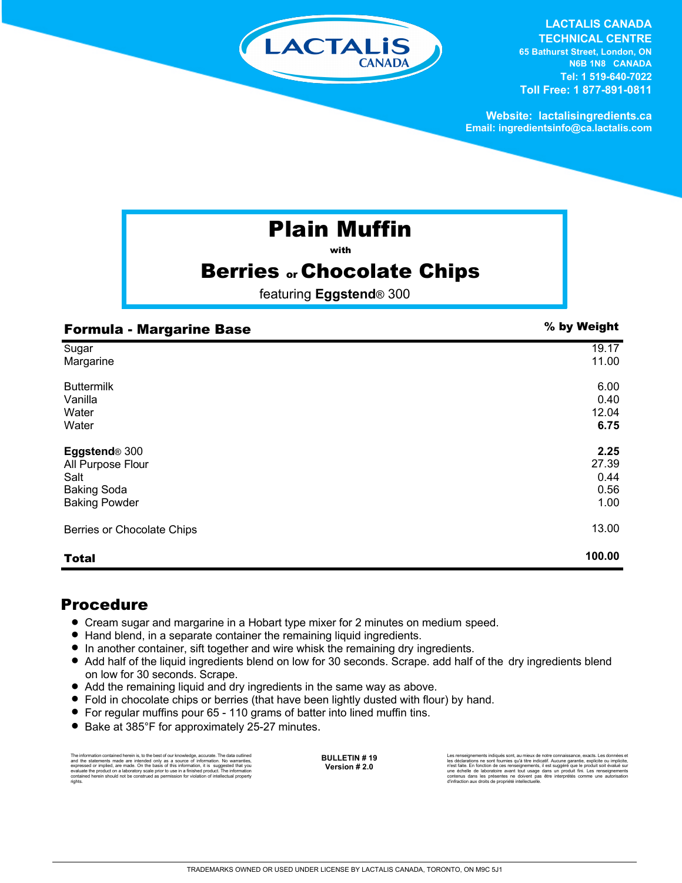**LACTALIS CANADA**
**TECHNICAL CENTRE**
65 Bathurst Street, London, ON
N6B 1N8 CANADA
Tel: 1 519-640-7022
Toll Free: 1 877-891-0811

Website: lactalisingredients.ca
Email: ingredientsinfo@ca.lactalis.com

# Plain Muffin

with

# Berries or Chocolate Chips

featuring **Eggstend**® 300

| **Formula - Margarine Base** | **% by Weight** |
|---|---|
| Sugar | 19.17 |
| Margarine | 11.00 |
| | |
| Buttermilk | 6.00 |
| Vanilla | 0.40 |
| Water | 12.04 |
| Water | **6.75** |
| | |
| **Eggstend**® 300 | **2.25** |
| All Purpose Flour | 27.39 |
| Salt | 0.44 |
| Baking Soda | 0.56 |
| Baking Powder | 1.00 |
| | |
| Berries or Chocolate Chips | 13.00 |
| | |
| **Total** | **100.00** |

## Procedure

- Cream sugar and margarine in a Hobart type mixer for 2 minutes on medium speed.
- Hand blend, in a separate container the remaining liquid ingredients.
- In another container, sift together and wire whisk the remaining dry ingredients.
- Add half of the liquid ingredients blend on low for 30 seconds. Scrape. add half of the dry ingredients blend on low for 30 seconds. Scrape.
- Add the remaining liquid and dry ingredients in the same way as above.
- Fold in chocolate chips or berries (that have been lightly dusted with flour) by hand.
- For regular muffins pour 65 - 110 grams of batter into lined muffin tins.
- Bake at 385°F for approximately 25-27 minutes.

The information contained herein is, to the best of our knowledge, accurate. The data outlined and the statements made are intended only as a source of information. No warranties, expressed or implied, are made. On the basis of this information, it is suggested that you evaluate the product on a laboratory scale prior to use in a finished product. The information contained herein should not be construed as permission for violation of intellectual property rights.

**BULLETIN # 19**
**Version # 2.0**

Les renseignements indiqués sont, au mieux de notre connaissance, exacts. Les données et les déclarations ne sont fournies qu'à titre indicatif. Aucune garantie, explicite ou implicite, n'est faite. En fonction de ces renseignements, il est suggéré que le produit soit évalué sur une échelle de laboratoire avant tout usage dans un produit fini. Les renseignements contenus dans les présentes ne doivent pas être interprétés comme une autorisation d'infraction aux droits de propriété intellectuelle.

TRADEMARKS OWNED OR USED UNDER LICENSE BY LACTALIS CANADA, TORONTO, ON M9C 5J1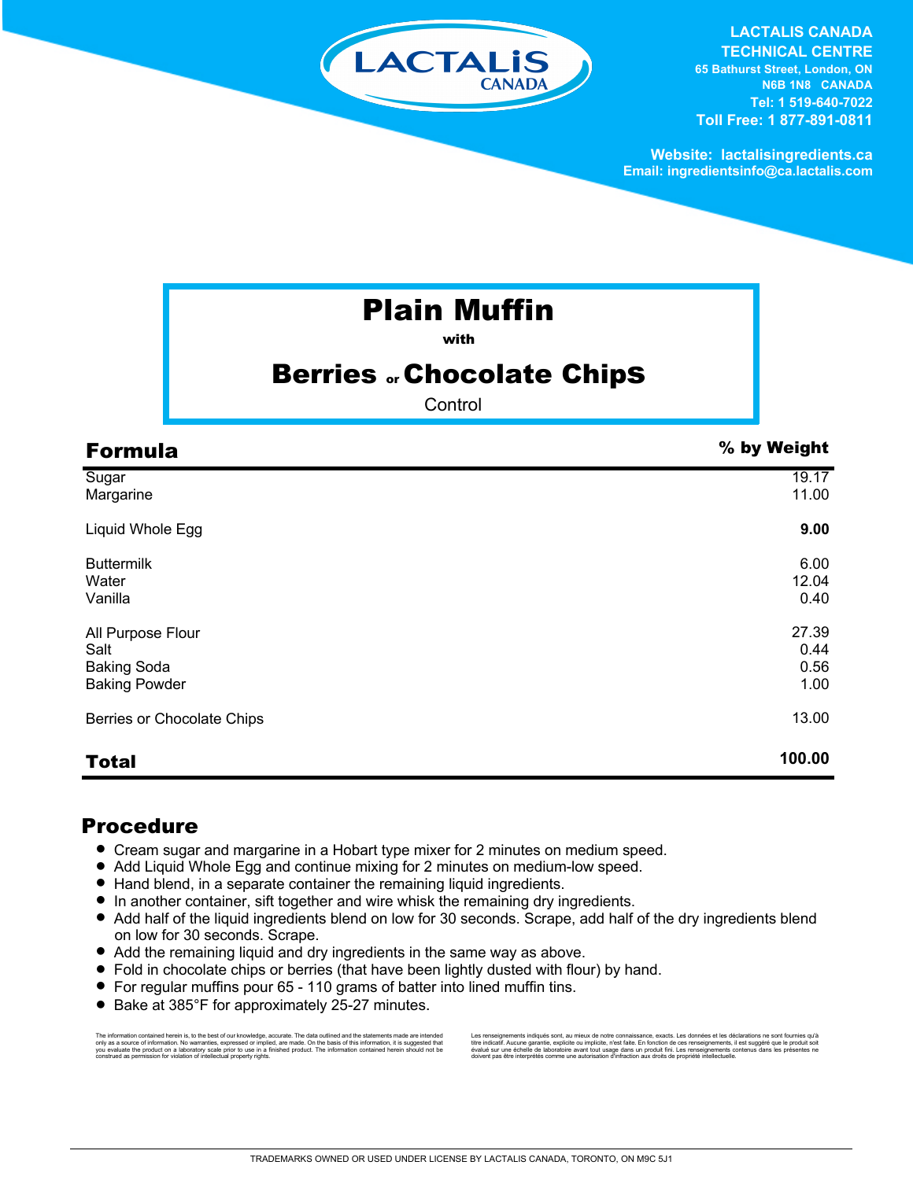LACTALIS CANADA
TECHNICAL CENTRE
65 Bathurst Street, London, ON
N6B 1N8 CANADA
Tel: 1 519-640-7022
Toll Free: 1 877-891-0811

Website: lactalisingredients.ca
Email: ingredientsinfo@ca.lactalis.com

# Plain Muffin

**with**

# Berries or Chocolate Chips

Control

| Formula | % by Weight |
|---|---|
| Sugar | 19.17 |
| Margarine | 11.00 |
| Liquid Whole Egg | **9.00** |
| Buttermilk | 6.00 |
| Water | 12.04 |
| Vanilla | 0.40 |
| All Purpose Flour | 27.39 |
| Salt | 0.44 |
| Baking Soda | 0.56 |
| Baking Powder | 1.00 |
| Berries or Chocolate Chips | 13.00 |
| **Total** | **100.00** |

## Procedure

- Cream sugar and margarine in a Hobart type mixer for 2 minutes on medium speed.
- Add Liquid Whole Egg and continue mixing for 2 minutes on medium-low speed.
- Hand blend, in a separate container the remaining liquid ingredients.
- In another container, sift together and wire whisk the remaining dry ingredients.
- Add half of the liquid ingredients blend on low for 30 seconds. Scrape, add half of the dry ingredients blend on low for 30 seconds. Scrape.
- Add the remaining liquid and dry ingredients in the same way as above.
- Fold in chocolate chips or berries (that have been lightly dusted with flour) by hand.
- For regular muffins pour 65 - 110 grams of batter into lined muffin tins.
- Bake at 385°F for approximately 25-27 minutes.

The information contained herein is, to the best of our knowledge, accurate. The data outlined and the statements made are intended only as a source of information. No warranties, expressed or implied, are made. On the basis of this information, it is suggested that you evaluate the product on a laboratory scale prior to use in a finished product. The information contained herein should not be construed as permission for violation of intellectual property rights.

Les renseignements indiqués sont, au mieux de notre connaissance, exacts. Les données et les déclarations ne sont fournies qu'à titre indicatif. Aucune garantie, explicite ou implicite, n'est faite. En fonction de ces renseignements, il est suggéré que le produit soit évalué sur une échelle de laboratoire avant tout usage dans un produit fini. Les renseignements contenus dans les présentes ne doivent pas être interprétés comme une autorisation d'infraction aux droits de propriété intellectuelle.

TRADEMARKS OWNED OR USED UNDER LICENSE BY LACTALIS CANADA, TORONTO, ON M9C 5J1